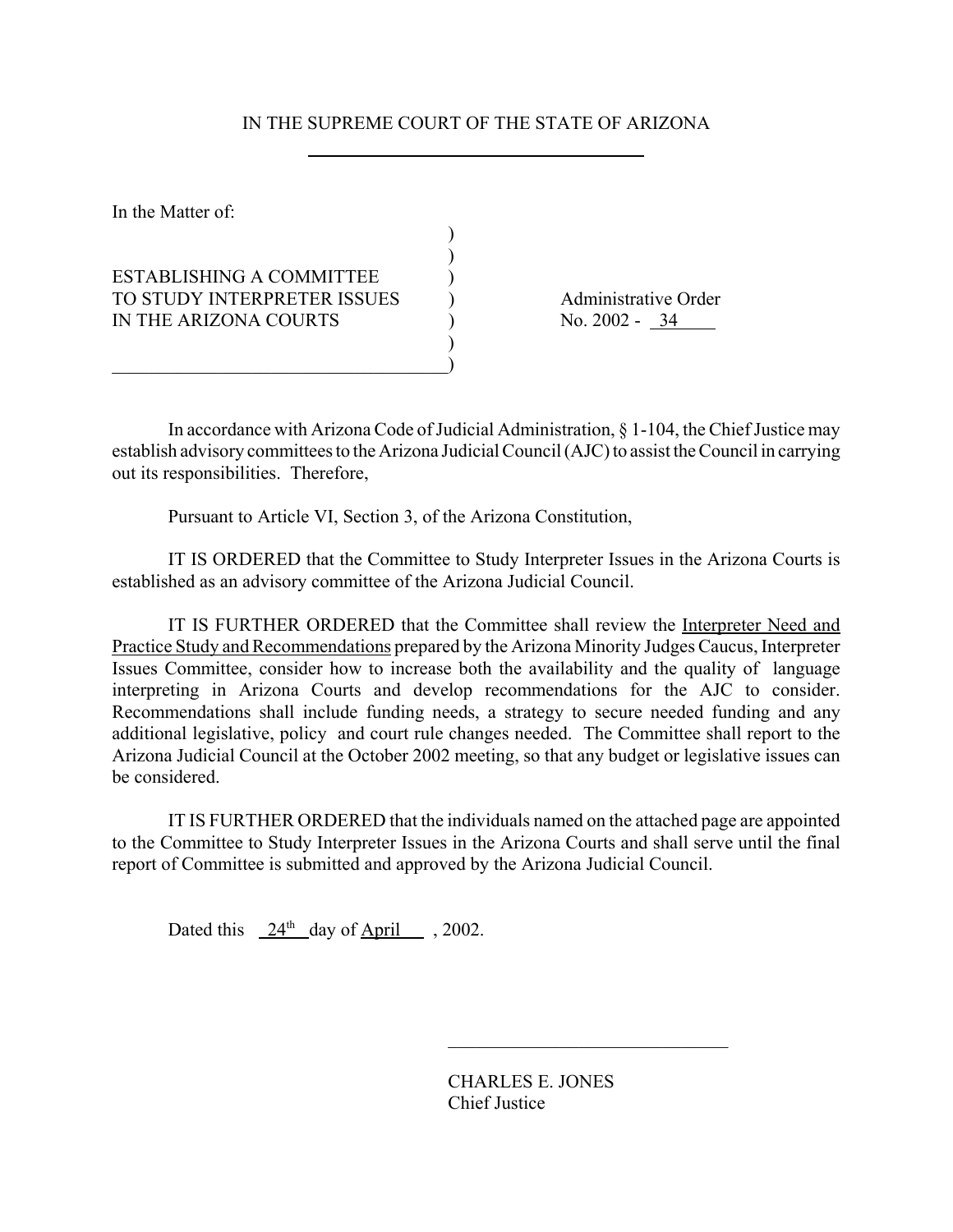IN THE SUPREME COURT OF THE STATE OF ARIZONA

In the Matter of:

ESTABLISHING A COMMITTEE TO STUDY INTERPRETER ISSUES IN THE ARIZONA COURTS

Administrative Order No. 2002 - 34

In accordance with Arizona Code of Judicial Administration, § 1-104, the Chief Justice may establish advisory committees to the Arizona Judicial Council (AJC) to assist the Council in carrying out its responsibilities. Therefore,

Pursuant to Article VI, Section 3, of the Arizona Constitution,

IT IS ORDERED that the Committee to Study Interpreter Issues in the Arizona Courts is established as an advisory committee of the Arizona Judicial Council.

IT IS FURTHER ORDERED that the Committee shall review the Interpreter Need and Practice Study and Recommendations prepared by the Arizona Minority Judges Caucus, Interpreter Issues Committee, consider how to increase both the availability and the quality of language interpreting in Arizona Courts and develop recommendations for the AJC to consider. Recommendations shall include funding needs, a strategy to secure needed funding and any additional legislative, policy and court rule changes needed. The Committee shall report to the Arizona Judicial Council at the October 2002 meeting, so that any budget or legislative issues can be considered.

IT IS FURTHER ORDERED that the individuals named on the attached page are appointed to the Committee to Study Interpreter Issues in the Arizona Courts and shall serve until the final report of Committee is submitted and approved by the Arizona Judicial Council.

Dated this 24th day of April, 2002.

CHARLES E. JONES
Chief Justice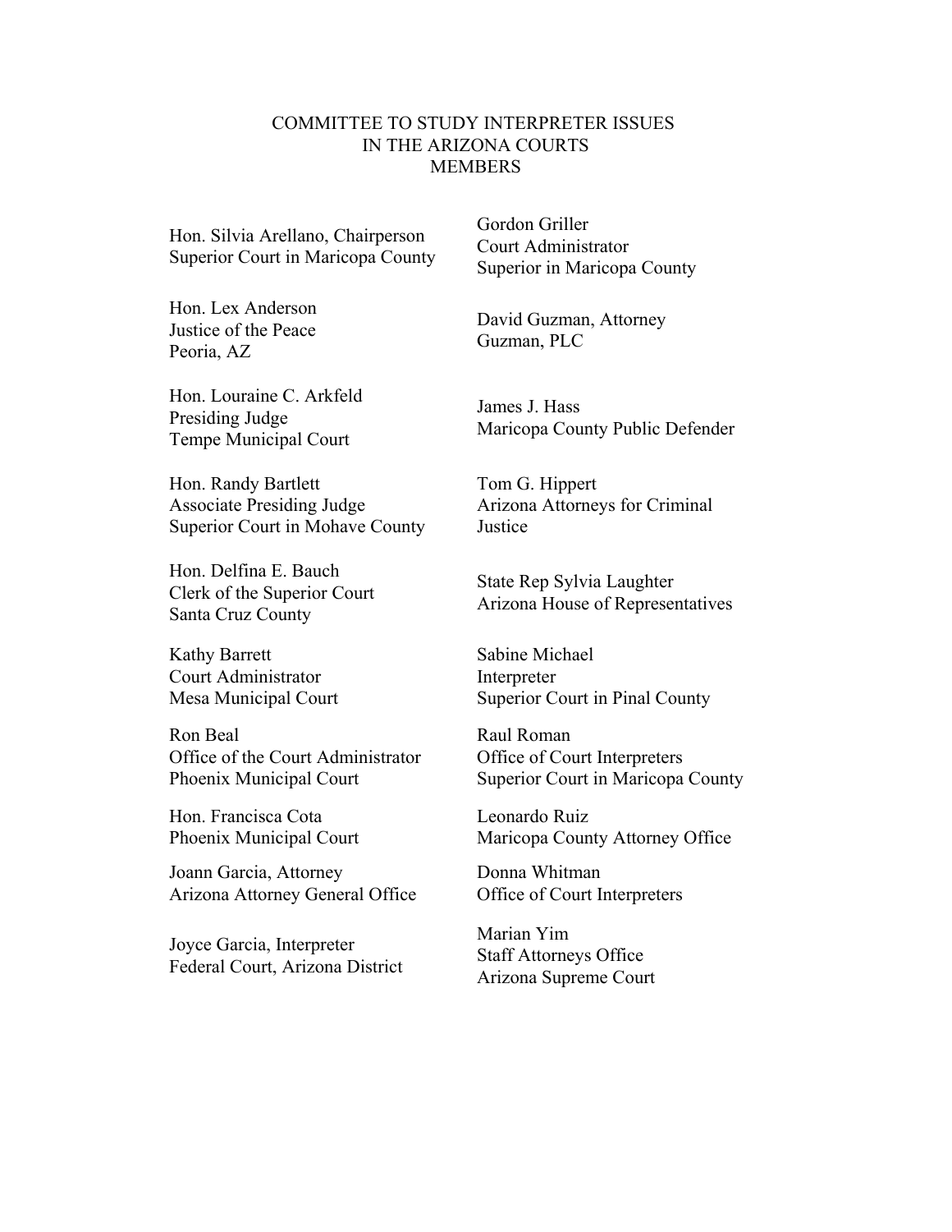# COMMITTEE TO STUDY INTERPRETER ISSUES IN THE ARIZONA COURTS MEMBERS

Hon. Silvia Arellano, Chairperson
Superior Court in Maricopa County

Hon. Lex Anderson
Justice of the Peace
Peoria, AZ

Hon. Louraine C. Arkfeld
Presiding Judge
Tempe Municipal Court

Hon. Randy Bartlett
Associate Presiding Judge
Superior Court in Mohave County

Hon. Delfina E. Bauch
Clerk of the Superior Court
Santa Cruz County

Kathy Barrett
Court Administrator
Mesa Municipal Court

Ron Beal
Office of the Court Administrator
Phoenix Municipal Court

Hon. Francisca Cota
Phoenix Municipal Court

Joann Garcia, Attorney
Arizona Attorney General Office

Joyce Garcia, Interpreter
Federal Court, Arizona District

Gordon Griller
Court Administrator
Superior in Maricopa County

David Guzman, Attorney
Guzman, PLC

James J. Hass
Maricopa County Public Defender

Tom G. Hippert
Arizona Attorneys for Criminal Justice

State Rep Sylvia Laughter
Arizona House of Representatives

Sabine Michael
Interpreter
Superior Court in Pinal County

Raul Roman
Office of Court Interpreters
Superior Court in Maricopa County

Leonardo Ruiz
Maricopa County Attorney Office

Donna Whitman
Office of Court Interpreters

Marian Yim
Staff Attorneys Office
Arizona Supreme Court